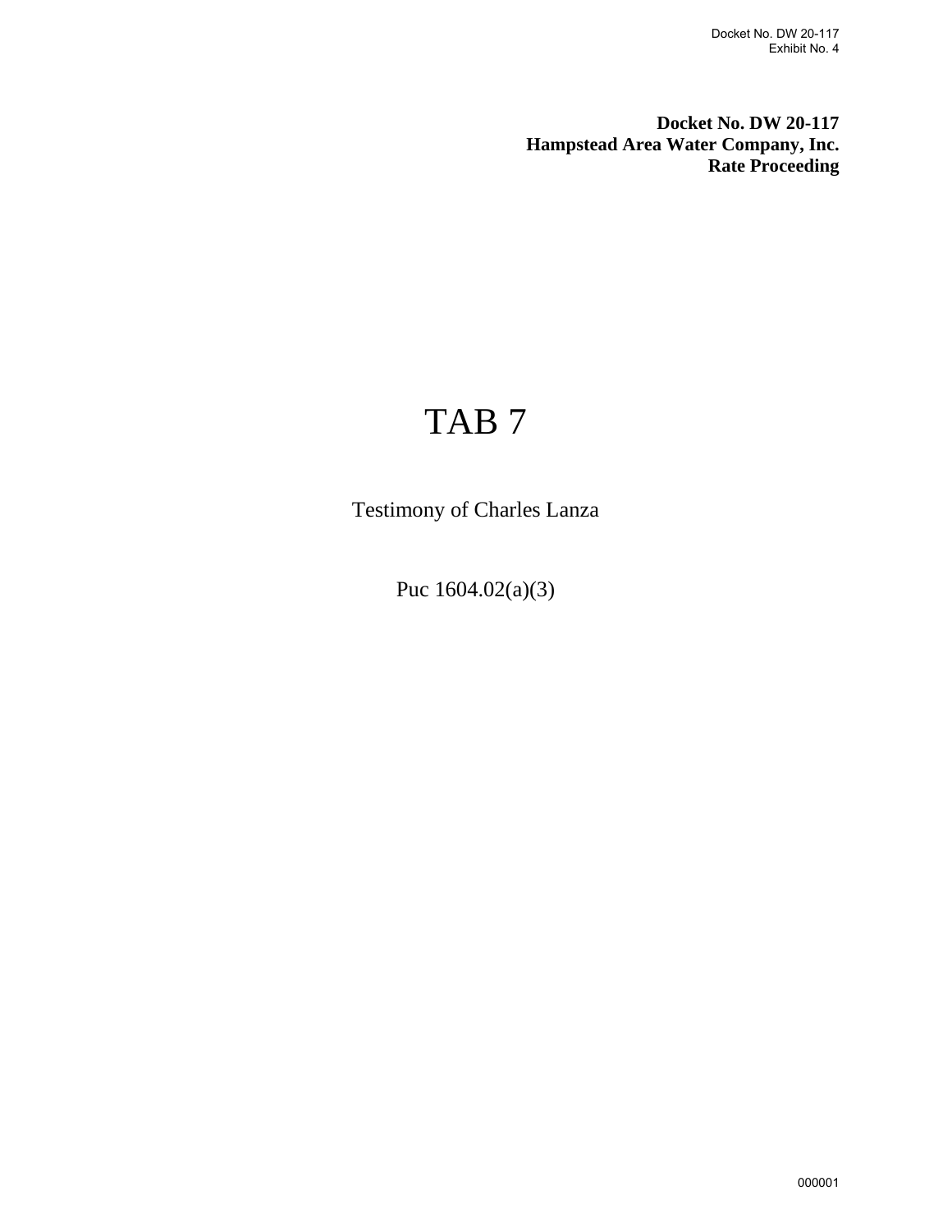**Docket No. DW 20-117**
**Hampstead Area Water Company, Inc.**
**Rate Proceeding**

# TAB 7

Testimony of Charles Lanza

Puc 1604.02(a)(3)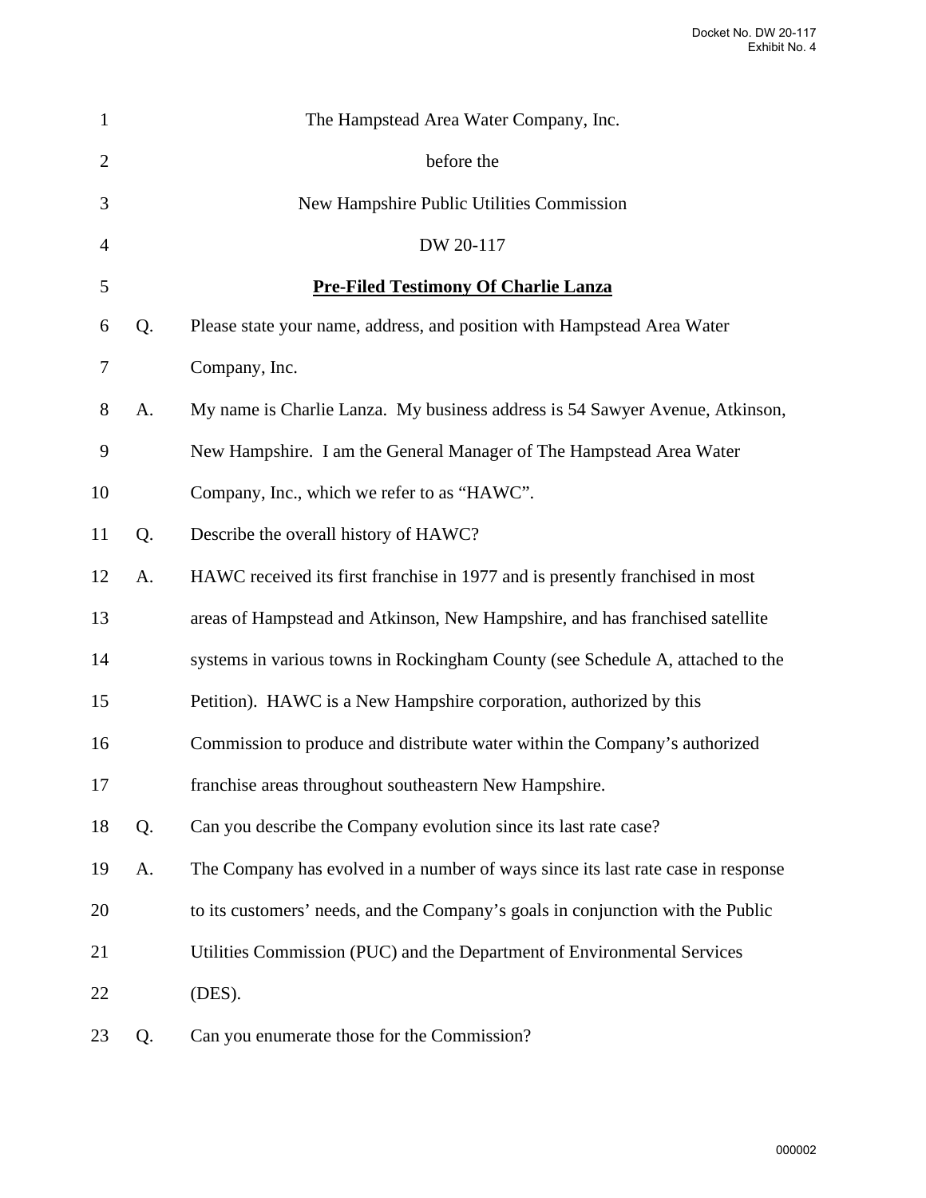The Hampstead Area Water Company, Inc.

before the

New Hampshire Public Utilities Commission

DW 20-117

**Pre-Filed Testimony Of Charlie Lanza**

Q. Please state your name, address, and position with Hampstead Area Water Company, Inc.

A. My name is Charlie Lanza. My business address is 54 Sawyer Avenue, Atkinson, New Hampshire. I am the General Manager of The Hampstead Area Water Company, Inc., which we refer to as "HAWC".

Q. Describe the overall history of HAWC?

A. HAWC received its first franchise in 1977 and is presently franchised in most areas of Hampstead and Atkinson, New Hampshire, and has franchised satellite systems in various towns in Rockingham County (see Schedule A, attached to the Petition). HAWC is a New Hampshire corporation, authorized by this Commission to produce and distribute water within the Company's authorized franchise areas throughout southeastern New Hampshire.

Q. Can you describe the Company evolution since its last rate case?

A. The Company has evolved in a number of ways since its last rate case in response to its customers' needs, and the Company's goals in conjunction with the Public Utilities Commission (PUC) and the Department of Environmental Services (DES).

Q. Can you enumerate those for the Commission?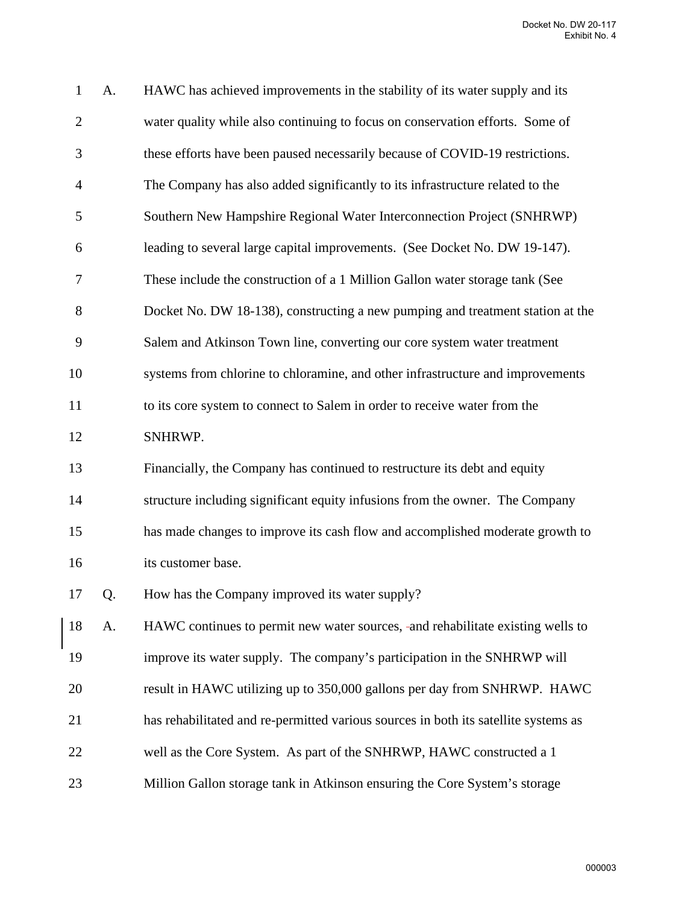A. HAWC has achieved improvements in the stability of its water supply and its water quality while also continuing to focus on conservation efforts. Some of these efforts have been paused necessarily because of COVID-19 restrictions. The Company has also added significantly to its infrastructure related to the Southern New Hampshire Regional Water Interconnection Project (SNHRWP) leading to several large capital improvements. (See Docket No. DW 19-147). These include the construction of a 1 Million Gallon water storage tank (See Docket No. DW 18-138), constructing a new pumping and treatment station at the Salem and Atkinson Town line, converting our core system water treatment systems from chlorine to chloramine, and other infrastructure and improvements to its core system to connect to Salem in order to receive water from the SNHRWP.

Financially, the Company has continued to restructure its debt and equity structure including significant equity infusions from the owner. The Company has made changes to improve its cash flow and accomplished moderate growth to its customer base.

Q. How has the Company improved its water supply?

A. HAWC continues to permit new water sources, and rehabilitate existing wells to improve its water supply. The company's participation in the SNHRWP will result in HAWC utilizing up to 350,000 gallons per day from SNHRWP. HAWC has rehabilitated and re-permitted various sources in both its satellite systems as well as the Core System. As part of the SNHRWP, HAWC constructed a 1 Million Gallon storage tank in Atkinson ensuring the Core System's storage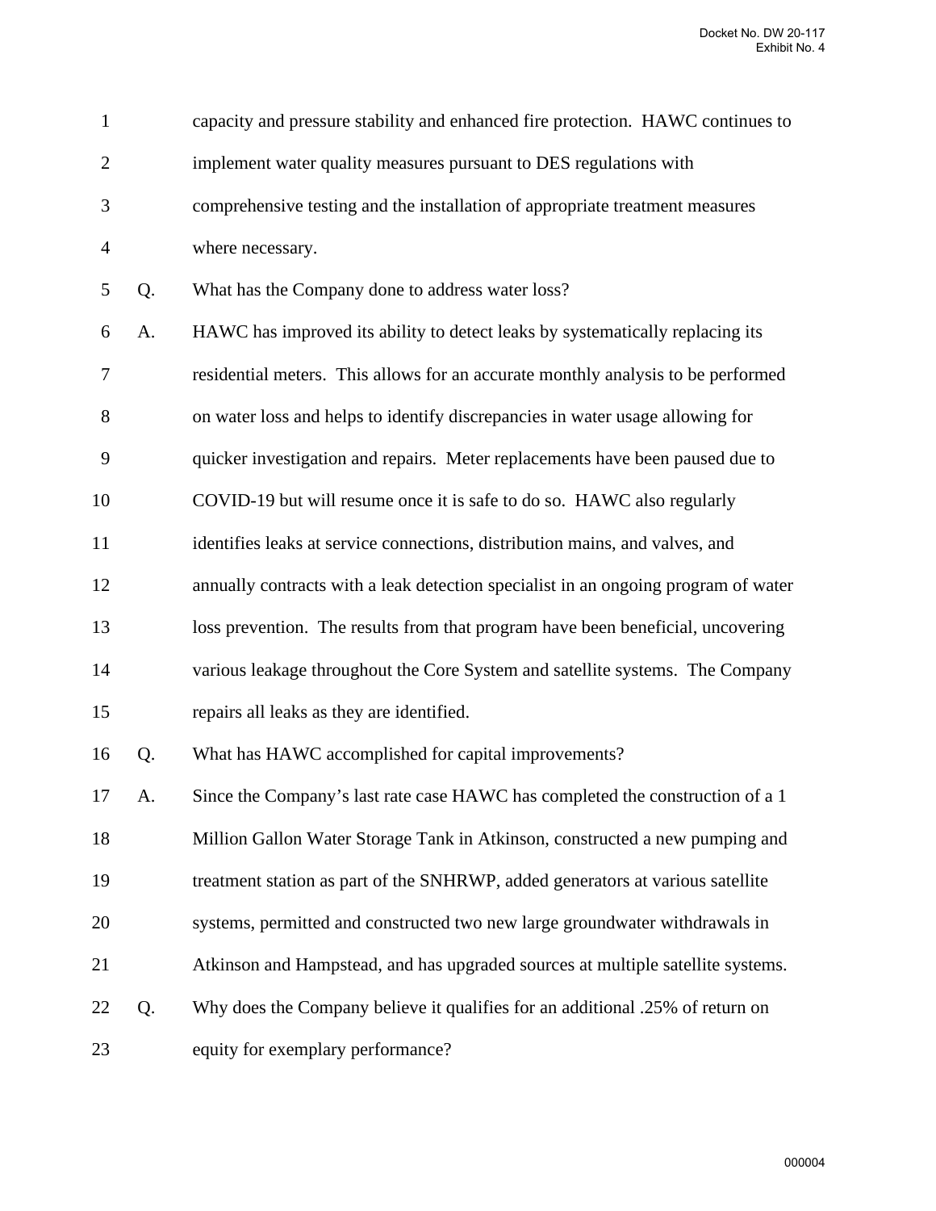capacity and pressure stability and enhanced fire protection. HAWC continues to implement water quality measures pursuant to DES regulations with comprehensive testing and the installation of appropriate treatment measures where necessary.

Q. What has the Company done to address water loss?

A. HAWC has improved its ability to detect leaks by systematically replacing its residential meters. This allows for an accurate monthly analysis to be performed on water loss and helps to identify discrepancies in water usage allowing for quicker investigation and repairs. Meter replacements have been paused due to COVID-19 but will resume once it is safe to do so. HAWC also regularly identifies leaks at service connections, distribution mains, and valves, and annually contracts with a leak detection specialist in an ongoing program of water loss prevention. The results from that program have been beneficial, uncovering various leakage throughout the Core System and satellite systems. The Company repairs all leaks as they are identified.

Q. What has HAWC accomplished for capital improvements?

A. Since the Company's last rate case HAWC has completed the construction of a 1 Million Gallon Water Storage Tank in Atkinson, constructed a new pumping and treatment station as part of the SNHRWP, added generators at various satellite systems, permitted and constructed two new large groundwater withdrawals in Atkinson and Hampstead, and has upgraded sources at multiple satellite systems.

Q. Why does the Company believe it qualifies for an additional .25% of return on equity for exemplary performance?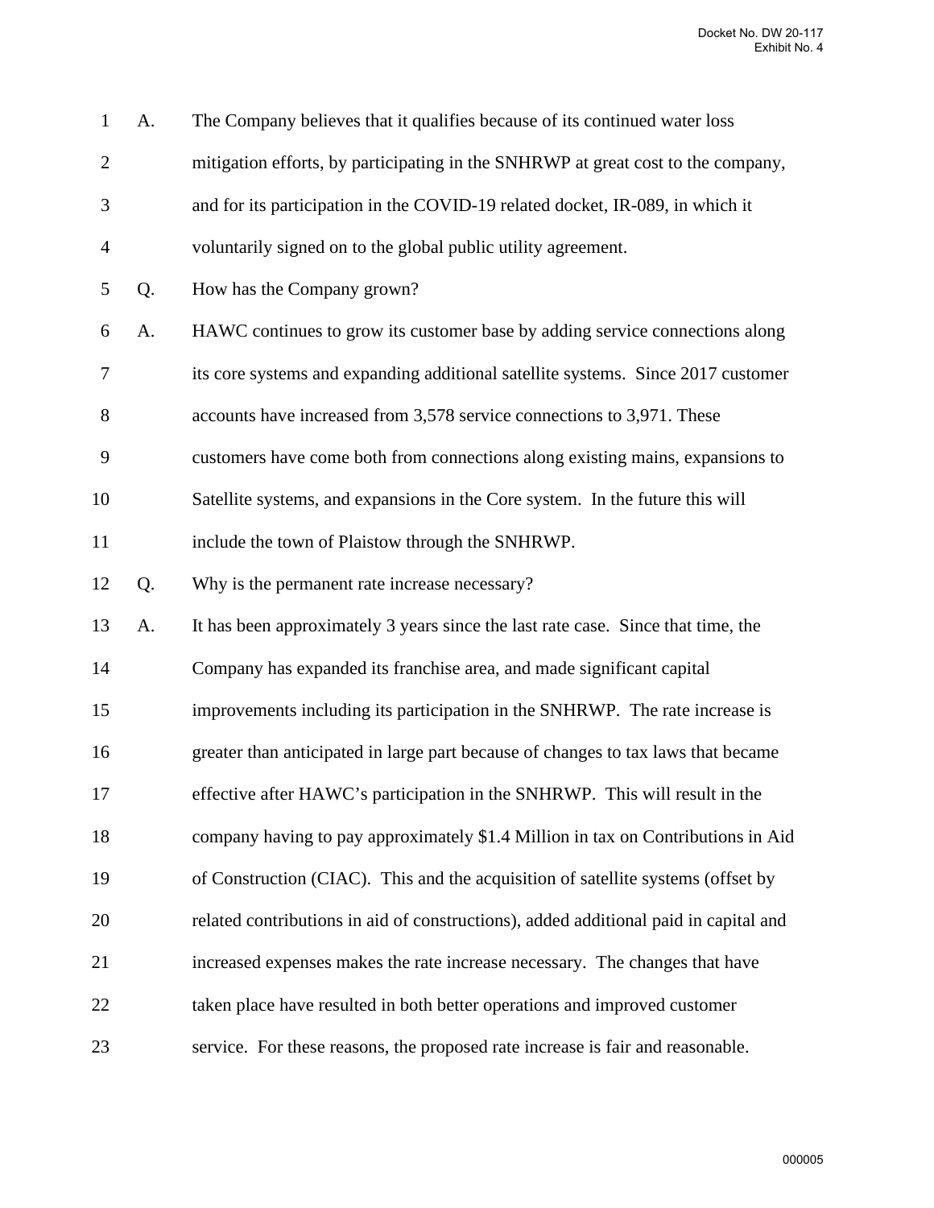A. The Company believes that it qualifies because of its continued water loss mitigation efforts, by participating in the SNHRWP at great cost to the company, and for its participation in the COVID-19 related docket, IR-089, in which it voluntarily signed on to the global public utility agreement.

Q. How has the Company grown?

A. HAWC continues to grow its customer base by adding service connections along its core systems and expanding additional satellite systems. Since 2017 customer accounts have increased from 3,578 service connections to 3,971. These customers have come both from connections along existing mains, expansions to Satellite systems, and expansions in the Core system. In the future this will include the town of Plaistow through the SNHRWP.

Q. Why is the permanent rate increase necessary?

A. It has been approximately 3 years since the last rate case. Since that time, the Company has expanded its franchise area, and made significant capital improvements including its participation in the SNHRWP. The rate increase is greater than anticipated in large part because of changes to tax laws that became effective after HAWC's participation in the SNHRWP. This will result in the company having to pay approximately $1.4 Million in tax on Contributions in Aid of Construction (CIAC). This and the acquisition of satellite systems (offset by related contributions in aid of constructions), added additional paid in capital and increased expenses makes the rate increase necessary. The changes that have taken place have resulted in both better operations and improved customer service. For these reasons, the proposed rate increase is fair and reasonable.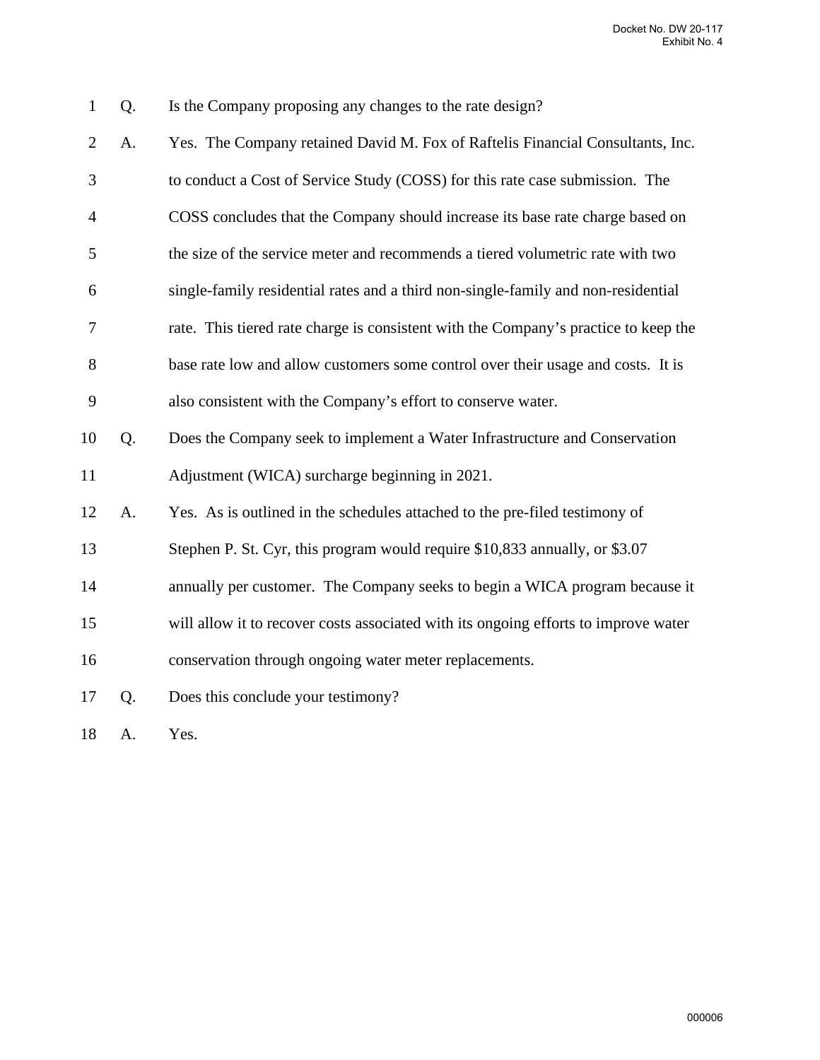Q. Is the Company proposing any changes to the rate design?

A. Yes. The Company retained David M. Fox of Raftelis Financial Consultants, Inc. to conduct a Cost of Service Study (COSS) for this rate case submission. The COSS concludes that the Company should increase its base rate charge based on the size of the service meter and recommends a tiered volumetric rate with two single-family residential rates and a third non-single-family and non-residential rate. This tiered rate charge is consistent with the Company's practice to keep the base rate low and allow customers some control over their usage and costs. It is also consistent with the Company's effort to conserve water.

Q. Does the Company seek to implement a Water Infrastructure and Conservation Adjustment (WICA) surcharge beginning in 2021.

A. Yes. As is outlined in the schedules attached to the pre-filed testimony of Stephen P. St. Cyr, this program would require $10,833 annually, or $3.07 annually per customer. The Company seeks to begin a WICA program because it will allow it to recover costs associated with its ongoing efforts to improve water conservation through ongoing water meter replacements.

Q. Does this conclude your testimony?

A. Yes.